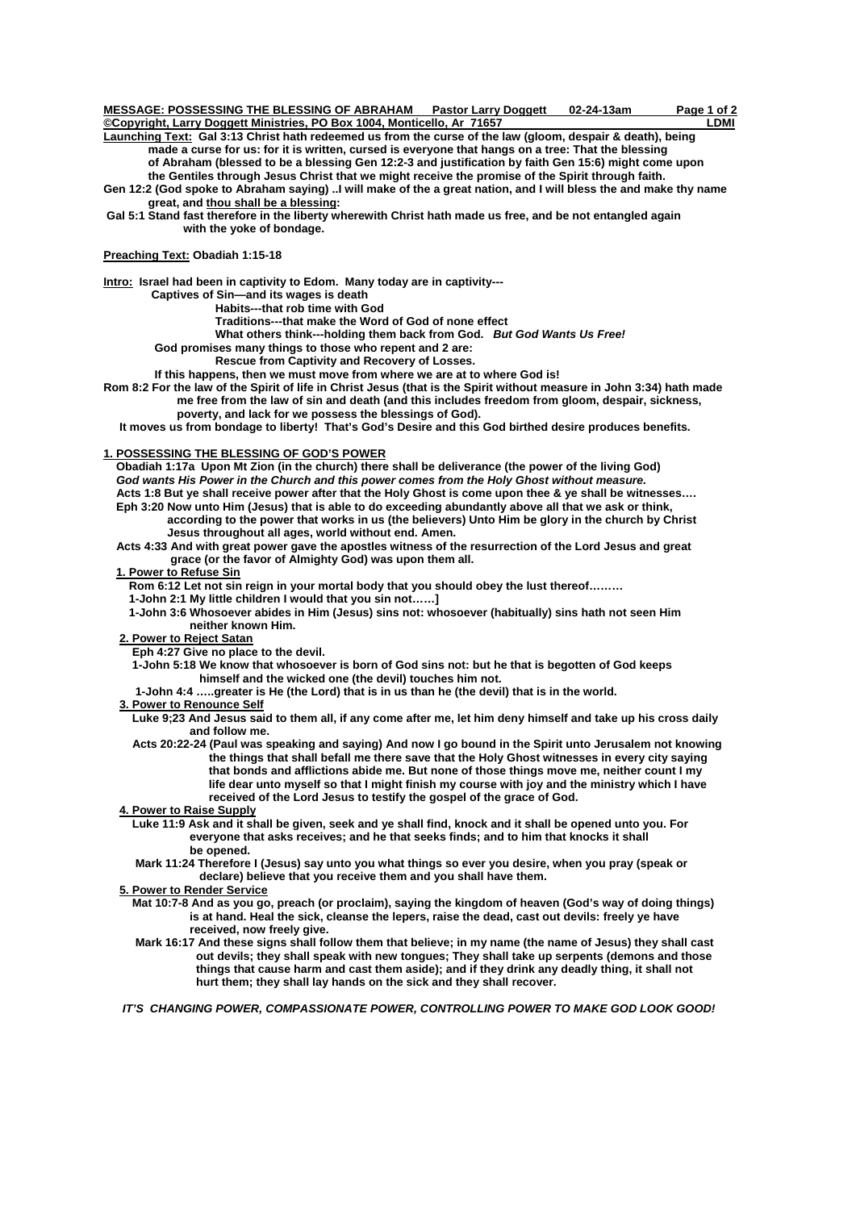**MESSAGE: POSSESSING THE BLESSING OF ABRAHAM    Pastor Larry Doggett    02-24-13am**

**©Copyright, Larry Doggett Ministries, PO Box 1004, Monticello, Ar 71657    LDMI**

**Launching Text: Gal 3:13 Christ hath redeemed us from the curse of the law (gloom, despair & death), being made a curse for us: for it is written, cursed is everyone that hangs on a tree: That the blessing of Abraham (blessed to be a blessing Gen 12:2-3 and justification by faith Gen 15:6) might come upon the Gentiles through Jesus Christ that we might receive the promise of the Spirit through faith.**

**Gen 12:2 (God spoke to Abraham saying) ..I will make of the a great nation, and I will bless the and make thy name great, and <u>thou shall be a blessing</u>:**

**Gal 5:1 Stand fast therefore in the liberty wherewith Christ hath made us free, and be not entangled again with the yoke of bondage.**

**Preaching Text: Obadiah 1:15-18**

**Intro: Israel had been in captivity to Edom. Many today are in captivity---**

**Captives of Sin—and its wages is death**

**Habits---that rob time with God**

**Traditions---that make the Word of God of none effect**

**What others think---holding them back from God.** ***But God Wants Us Free!***

**God promises many things to those who repent and 2 are:**

**Rescue from Captivity and Recovery of Losses.**

**If this happens, then we must move from where we are at to where God is!**

**Rom 8:2 For the law of the Spirit of life in Christ Jesus (that is the Spirit without measure in John 3:34) hath made me free from the law of sin and death (and this includes freedom from gloom, despair, sickness, poverty, and lack for we possess the blessings of God).**

**It moves us from bondage to liberty! That's God's Desire and this God birthed desire produces benefits.**

## 1. POSSESSING THE BLESSING OF GOD'S POWER

**Obadiah 1:17a Upon Mt Zion (in the church) there shall be deliverance (the power of the living God)**

***God wants His Power in the Church and this power comes from the Holy Ghost without measure.***

**Acts 1:8 But ye shall receive power after that the Holy Ghost is come upon thee & ye shall be witnesses….**

**Eph 3:20 Now unto Him (Jesus) that is able to do exceeding abundantly above all that we ask or think, according to the power that works in us (the believers) Unto Him be glory in the church by Christ Jesus throughout all ages, world without end. Amen.**

**Acts 4:33 And with great power gave the apostles witness of the resurrection of the Lord Jesus and great grace (or the favor of Almighty God) was upon them all.**

### 1. Power to Refuse Sin

**Rom 6:12 Let not sin reign in your mortal body that you should obey the lust thereof………**

**1-John 2:1 My little children I would that you sin not……]**

**1-John 3:6 Whosoever abides in Him (Jesus) sins not: whosoever (habitually) sins hath not seen Him neither known Him.**

### 2. Power to Reject Satan

**Eph 4:27 Give no place to the devil.**

**1-John 5:18 We know that whosoever is born of God sins not: but he that is begotten of God keeps himself and the wicked one (the devil) touches him not.**

**1-John 4:4 …..greater is He (the Lord) that is in us than he (the devil) that is in the world.**

### 3. Power to Renounce Self

**Luke 9;23 And Jesus said to them all, if any come after me, let him deny himself and take up his cross daily and follow me.**

**Acts 20:22-24 (Paul was speaking and saying) And now I go bound in the Spirit unto Jerusalem not knowing the things that shall befall me there save that the Holy Ghost witnesses in every city saying that bonds and afflictions abide me. But none of those things move me, neither count I my life dear unto myself so that I might finish my course with joy and the ministry which I have received of the Lord Jesus to testify the gospel of the grace of God.**

### 4. Power to Raise Supply

**Luke 11:9 Ask and it shall be given, seek and ye shall find, knock and it shall be opened unto you. For everyone that asks receives; and he that seeks finds; and to him that knocks it shall be opened.**

**Mark 11:24 Therefore I (Jesus) say unto you what things so ever you desire, when you pray (speak or declare) believe that you receive them and you shall have them.**

### 5. Power to Render Service

**Mat 10:7-8 And as you go, preach (or proclaim), saying the kingdom of heaven (God's way of doing things) is at hand. Heal the sick, cleanse the lepers, raise the dead, cast out devils: freely ye have received, now freely give.**

**Mark 16:17 And these signs shall follow them that believe; in my name (the name of Jesus) they shall cast out devils; they shall speak with new tongues; They shall take up serpents (demons and those things that cause harm and cast them aside); and if they drink any deadly thing, it shall not hurt them; they shall lay hands on the sick and they shall recover.**

***IT'S CHANGING POWER, COMPASSIONATE POWER, CONTROLLING POWER TO MAKE GOD LOOK GOOD!***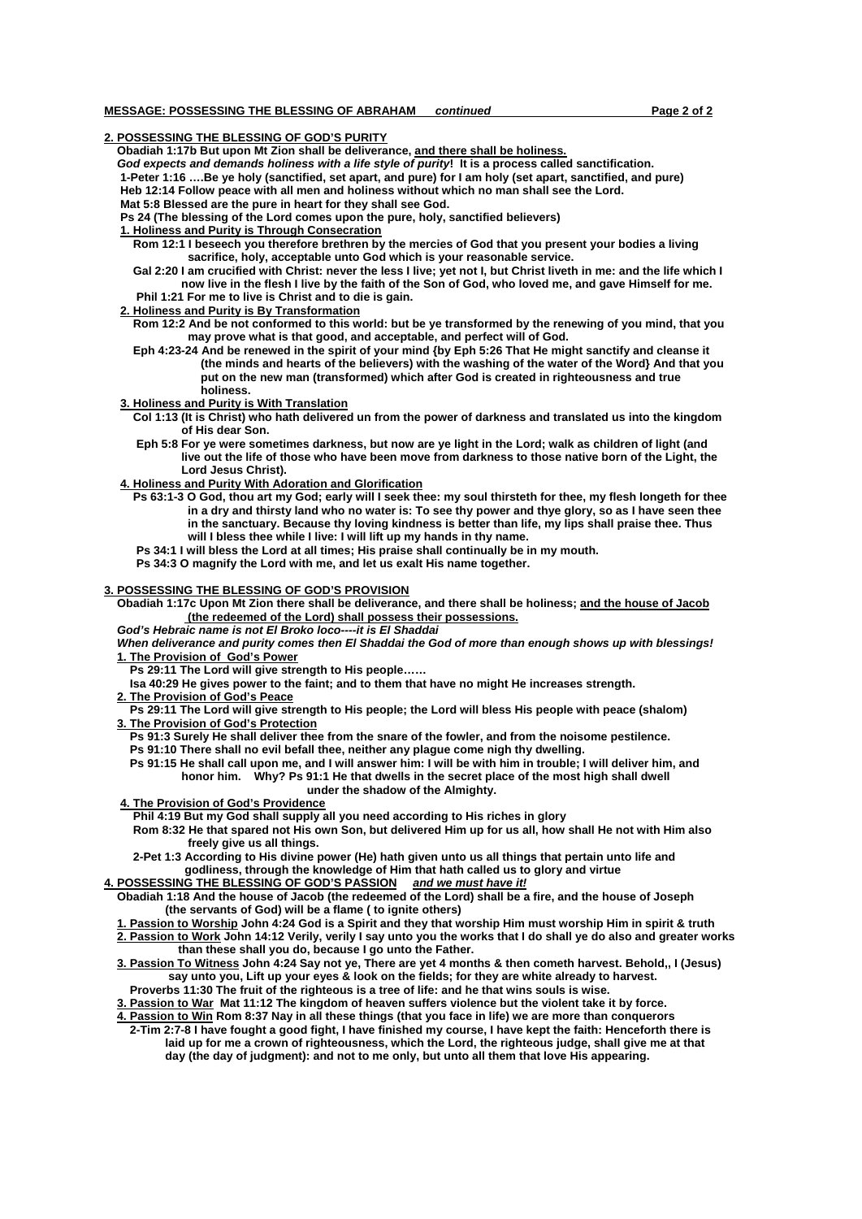## 2. POSSESSING THE BLESSING OF GOD'S PURITY

**Obadiah 1:17b But upon Mt Zion shall be deliverance, and there shall be holiness.**

***God expects and demands holiness with a life style of purity*! It is a process called sanctification.**

**1-Peter 1:16 ….Be ye holy (sanctified, set apart, and pure) for I am holy (set apart, sanctified, and pure)**

**Heb 12:14 Follow peace with all men and holiness without which no man shall see the Lord.**

**Mat 5:8 Blessed are the pure in heart for they shall see God.**

**Ps 24 (The blessing of the Lord comes upon the pure, holy, sanctified believers)**

### 1. Holiness and Purity is Through Consecration

**Rom 12:1 I beseech you therefore brethren by the mercies of God that you present your bodies a living sacrifice, holy, acceptable unto God which is your reasonable service.**

**Gal 2:20 I am crucified with Christ: never the less I live; yet not I, but Christ liveth in me: and the life which I now live in the flesh I live by the faith of the Son of God, who loved me, and gave Himself for me.**

**Phil 1:21 For me to live is Christ and to die is gain.**

### 2. Holiness and Purity is By Transformation

**Rom 12:2 And be not conformed to this world: but be ye transformed by the renewing of you mind, that you may prove what is that good, and acceptable, and perfect will of God.**

**Eph 4:23-24 And be renewed in the spirit of your mind {by Eph 5:26 That He might sanctify and cleanse it (the minds and hearts of the believers) with the washing of the water of the Word} And that you put on the new man (transformed) which after God is created in righteousness and true holiness.**

### 3. Holiness and Purity is With Translation

**Col 1:13 (It is Christ) who hath delivered un from the power of darkness and translated us into the kingdom of His dear Son.**

**Eph 5:8 For ye were sometimes darkness, but now are ye light in the Lord; walk as children of light (and live out the life of those who have been move from darkness to those native born of the Light, the Lord Jesus Christ).**

### 4. Holiness and Purity With Adoration and Glorification

**Ps 63:1-3 O God, thou art my God; early will I seek thee: my soul thirsteth for thee, my flesh longeth for thee in a dry and thirsty land who no water is: To see thy power and thye glory, so as I have seen thee in the sanctuary. Because thy loving kindness is better than life, my lips shall praise thee. Thus will I bless thee while I live: I will lift up my hands in thy name.**

**Ps 34:1 I will bless the Lord at all times; His praise shall continually be in my mouth.**

**Ps 34:3 O magnify the Lord with me, and let us exalt His name together.**

## 3. POSSESSING THE BLESSING OF GOD'S PROVISION

**Obadiah 1:17c Upon Mt Zion there shall be deliverance, and there shall be holiness; and the house of Jacob (the redeemed of the Lord) shall possess their possessions.**

***God's Hebraic name is not El Broko loco----it is El Shaddai***

***When deliverance and purity comes then El Shaddai the God of more than enough shows up with blessings!***

### 1. The Provision of God's Power

**Ps 29:11 The Lord will give strength to His people……**

**Isa 40:29 He gives power to the faint; and to them that have no might He increases strength.**

### 2. The Provision of God's Peace

**Ps 29:11 The Lord will give strength to His people; the Lord will bless His people with peace (shalom)**

### 3. The Provision of God's Protection

**Ps 91:3 Surely He shall deliver thee from the snare of the fowler, and from the noisome pestilence.**

**Ps 91:10 There shall no evil befall thee, neither any plague come nigh thy dwelling.**

**Ps 91:15 He shall call upon me, and I will answer him: I will be with him in trouble; I will deliver him, and honor him. Why? Ps 91:1 He that dwells in the secret place of the most high shall dwell under the shadow of the Almighty.**

### 4. The Provision of God's Providence

**Phil 4:19 But my God shall supply all you need according to His riches in glory**

**Rom 8:32 He that spared not His own Son, but delivered Him up for us all, how shall He not with Him also freely give us all things.**

**2-Pet 1:3 According to His divine power (He) hath given unto us all things that pertain unto life and godliness, through the knowledge of Him that hath called us to glory and virtue**

## 4. POSSESSING THE BLESSING OF GOD'S PASSION *and we must have it!*

**Obadiah 1:18 And the house of Jacob (the redeemed of the Lord) shall be a fire, and the house of Joseph (the servants of God) will be a flame ( to ignite others)**

**1. Passion to Worship John 4:24 God is a Spirit and they that worship Him must worship Him in spirit & truth**

**2. Passion to Work John 14:12 Verily, verily I say unto you the works that I do shall ye do also and greater works than these shall you do, because I go unto the Father.**

**3. Passion To Witness John 4:24 Say not ye, There are yet 4 months & then cometh harvest. Behold,, I (Jesus) say unto you, Lift up your eyes & look on the fields; for they are white already to harvest.**

**Proverbs 11:30 The fruit of the righteous is a tree of life: and he that wins souls is wise.**

**3. Passion to War Mat 11:12 The kingdom of heaven suffers violence but the violent take it by force.**

**4. Passion to Win Rom 8:37 Nay in all these things (that you face in life) we are more than conquerors**

**2-Tim 2:7-8 I have fought a good fight, I have finished my course, I have kept the faith: Henceforth there is laid up for me a crown of righteousness, which the Lord, the righteous judge, shall give me at that day (the day of judgment): and not to me only, but unto all them that love His appearing.**